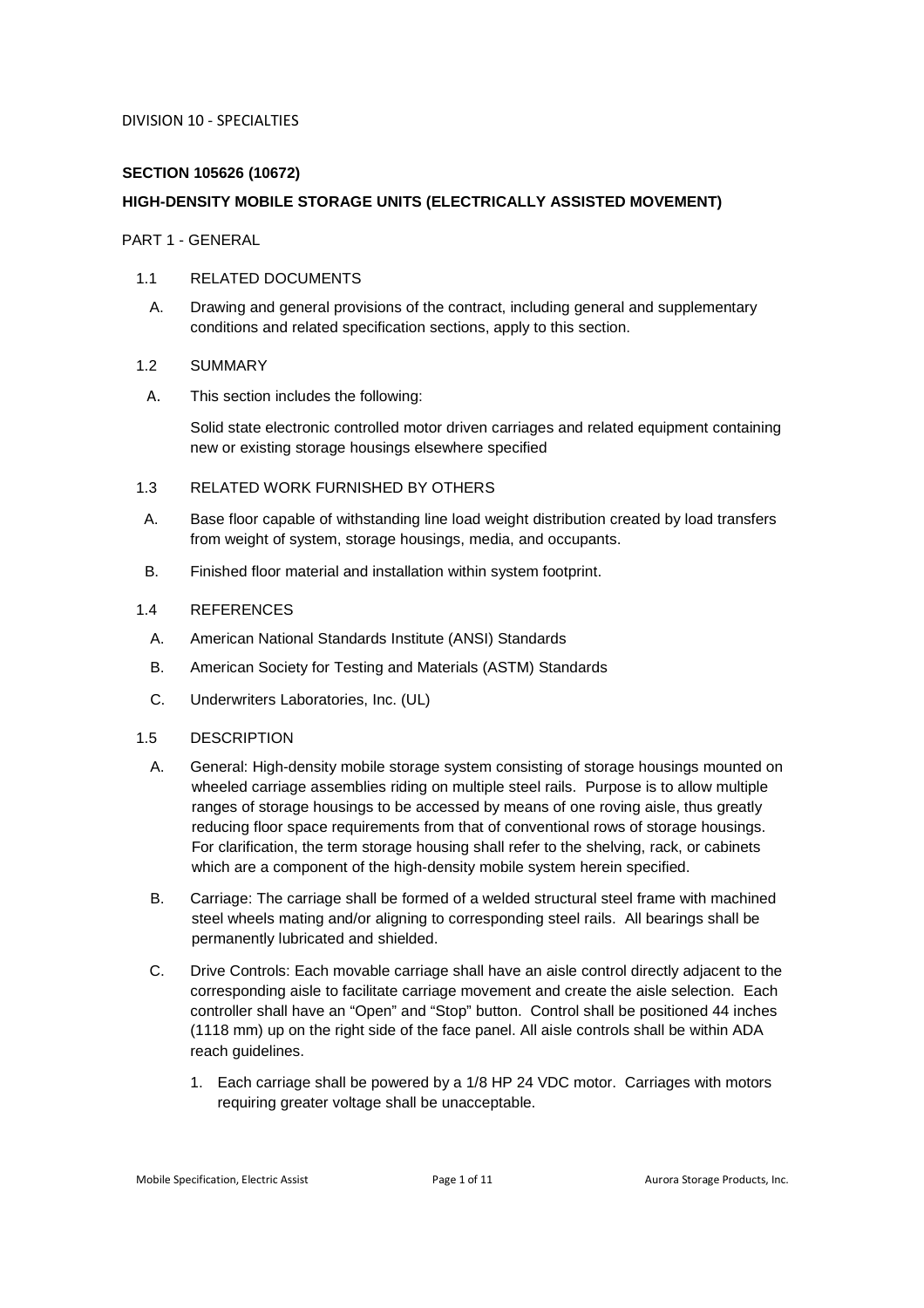DIVISION 10 - SPECIALTIES

## SECTION 105626 (10672)

## HIGH-DENSITY MOBILE STORAGE UNITS (ELECTRICALLY ASSISTED MOVEMENT)

PART 1 - GENERAL

1.1 RELATED DOCUMENTS

A. Drawing and general provisions of the contract, including general and supplementary conditions and related specification sections, apply to this section.

1.2 SUMMARY

A. This section includes the following:

Solid state electronic controlled motor driven carriages and related equipment containing new or existing storage housings elsewhere specified

1.3 RELATED WORK FURNISHED BY OTHERS

A. Base floor capable of withstanding line load weight distribution created by load transfers from weight of system, storage housings, media, and occupants.

B. Finished floor material and installation within system footprint.

1.4 REFERENCES

A. American National Standards Institute (ANSI) Standards

B. American Society for Testing and Materials (ASTM) Standards

C. Underwriters Laboratories, Inc. (UL)

1.5 DESCRIPTION

A. General: High-density mobile storage system consisting of storage housings mounted on wheeled carriage assemblies riding on multiple steel rails. Purpose is to allow multiple ranges of storage housings to be accessed by means of one roving aisle, thus greatly reducing floor space requirements from that of conventional rows of storage housings. For clarification, the term storage housing shall refer to the shelving, rack, or cabinets which are a component of the high-density mobile system herein specified.

B. Carriage: The carriage shall be formed of a welded structural steel frame with machined steel wheels mating and/or aligning to corresponding steel rails. All bearings shall be permanently lubricated and shielded.

C. Drive Controls: Each movable carriage shall have an aisle control directly adjacent to the corresponding aisle to facilitate carriage movement and create the aisle selection. Each controller shall have an "Open" and "Stop" button. Control shall be positioned 44 inches (1118 mm) up on the right side of the face panel. All aisle controls shall be within ADA reach guidelines.

1. Each carriage shall be powered by a 1/8 HP 24 VDC motor. Carriages with motors requiring greater voltage shall be unacceptable.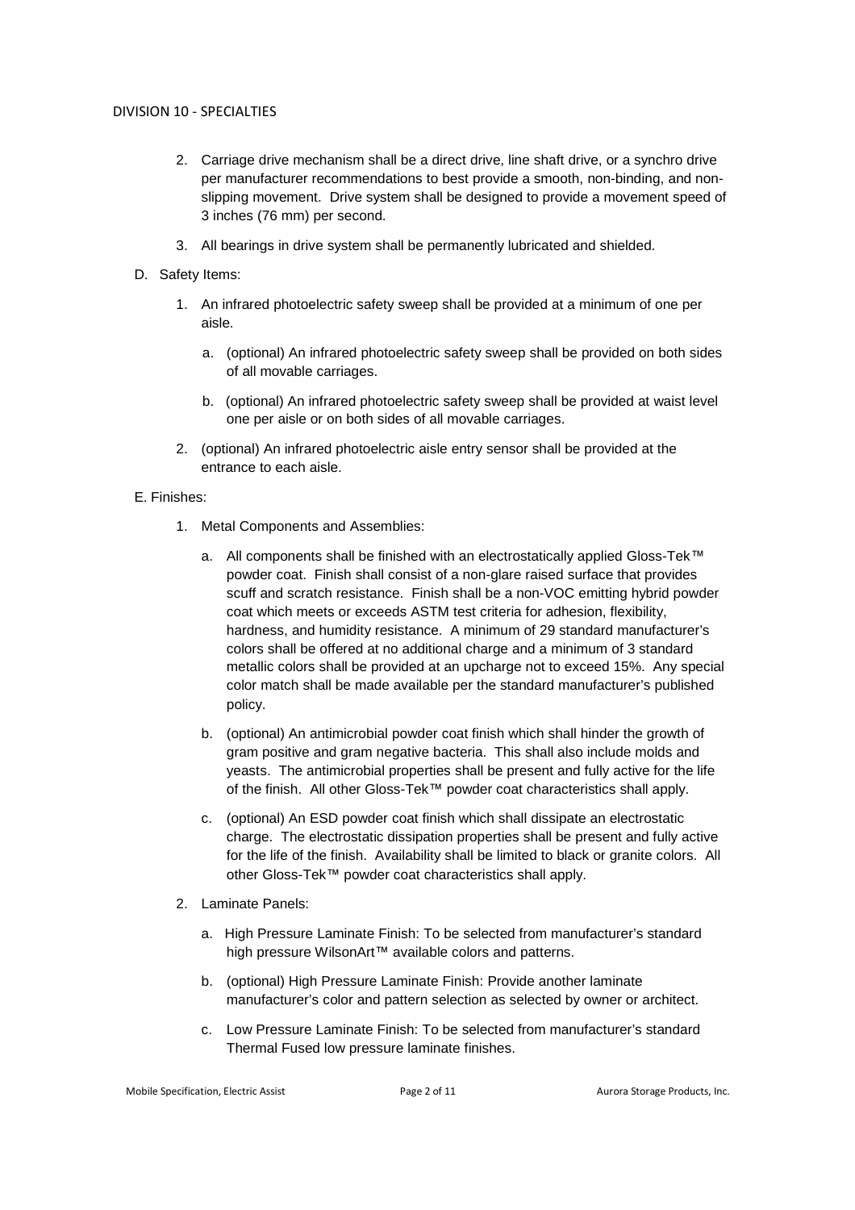2. Carriage drive mechanism shall be a direct drive, line shaft drive, or a synchro drive per manufacturer recommendations to best provide a smooth, non-binding, and non-slipping movement. Drive system shall be designed to provide a movement speed of 3 inches (76 mm) per second.

3. All bearings in drive system shall be permanently lubricated and shielded.

D. Safety Items:

1. An infrared photoelectric safety sweep shall be provided at a minimum of one per aisle.

   a. (optional) An infrared photoelectric safety sweep shall be provided on both sides of all movable carriages.

   b. (optional) An infrared photoelectric safety sweep shall be provided at waist level one per aisle or on both sides of all movable carriages.

2. (optional) An infrared photoelectric aisle entry sensor shall be provided at the entrance to each aisle.

E. Finishes:

1. Metal Components and Assemblies:

   a. All components shall be finished with an electrostatically applied Gloss-Tek™ powder coat. Finish shall consist of a non-glare raised surface that provides scuff and scratch resistance. Finish shall be a non-VOC emitting hybrid powder coat which meets or exceeds ASTM test criteria for adhesion, flexibility, hardness, and humidity resistance. A minimum of 29 standard manufacturer's colors shall be offered at no additional charge and a minimum of 3 standard metallic colors shall be provided at an upcharge not to exceed 15%. Any special color match shall be made available per the standard manufacturer's published policy.

   b. (optional) An antimicrobial powder coat finish which shall hinder the growth of gram positive and gram negative bacteria. This shall also include molds and yeasts. The antimicrobial properties shall be present and fully active for the life of the finish. All other Gloss-Tek™ powder coat characteristics shall apply.

   c. (optional) An ESD powder coat finish which shall dissipate an electrostatic charge. The electrostatic dissipation properties shall be present and fully active for the life of the finish. Availability shall be limited to black or granite colors. All other Gloss-Tek™ powder coat characteristics shall apply.

2. Laminate Panels:

   a. High Pressure Laminate Finish: To be selected from manufacturer's standard high pressure WilsonArt™ available colors and patterns.

   b. (optional) High Pressure Laminate Finish: Provide another laminate manufacturer's color and pattern selection as selected by owner or architect.

   c. Low Pressure Laminate Finish: To be selected from manufacturer's standard Thermal Fused low pressure laminate finishes.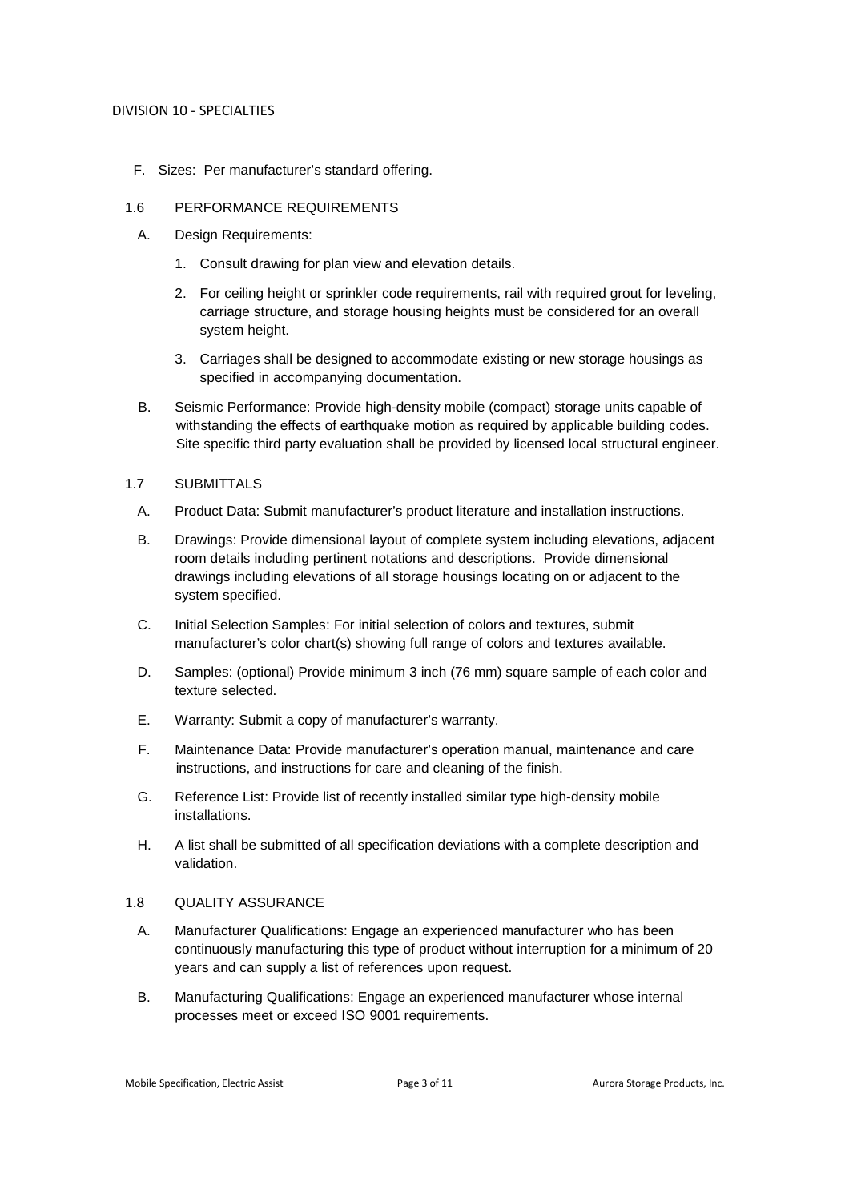F. Sizes: Per manufacturer's standard offering.

## 1.6 PERFORMANCE REQUIREMENTS

A. Design Requirements:

1. Consult drawing for plan view and elevation details.
2. For ceiling height or sprinkler code requirements, rail with required grout for leveling, carriage structure, and storage housing heights must be considered for an overall system height.
3. Carriages shall be designed to accommodate existing or new storage housings as specified in accompanying documentation.

B. Seismic Performance: Provide high-density mobile (compact) storage units capable of withstanding the effects of earthquake motion as required by applicable building codes. Site specific third party evaluation shall be provided by licensed local structural engineer.

## 1.7 SUBMITTALS

A. Product Data: Submit manufacturer's product literature and installation instructions.

B. Drawings: Provide dimensional layout of complete system including elevations, adjacent room details including pertinent notations and descriptions. Provide dimensional drawings including elevations of all storage housings locating on or adjacent to the system specified.

C. Initial Selection Samples: For initial selection of colors and textures, submit manufacturer's color chart(s) showing full range of colors and textures available.

D. Samples: (optional) Provide minimum 3 inch (76 mm) square sample of each color and texture selected.

E. Warranty: Submit a copy of manufacturer's warranty.

F. Maintenance Data: Provide manufacturer's operation manual, maintenance and care instructions, and instructions for care and cleaning of the finish.

G. Reference List: Provide list of recently installed similar type high-density mobile installations.

H. A list shall be submitted of all specification deviations with a complete description and validation.

## 1.8 QUALITY ASSURANCE

A. Manufacturer Qualifications: Engage an experienced manufacturer who has been continuously manufacturing this type of product without interruption for a minimum of 20 years and can supply a list of references upon request.

B. Manufacturing Qualifications: Engage an experienced manufacturer whose internal processes meet or exceed ISO 9001 requirements.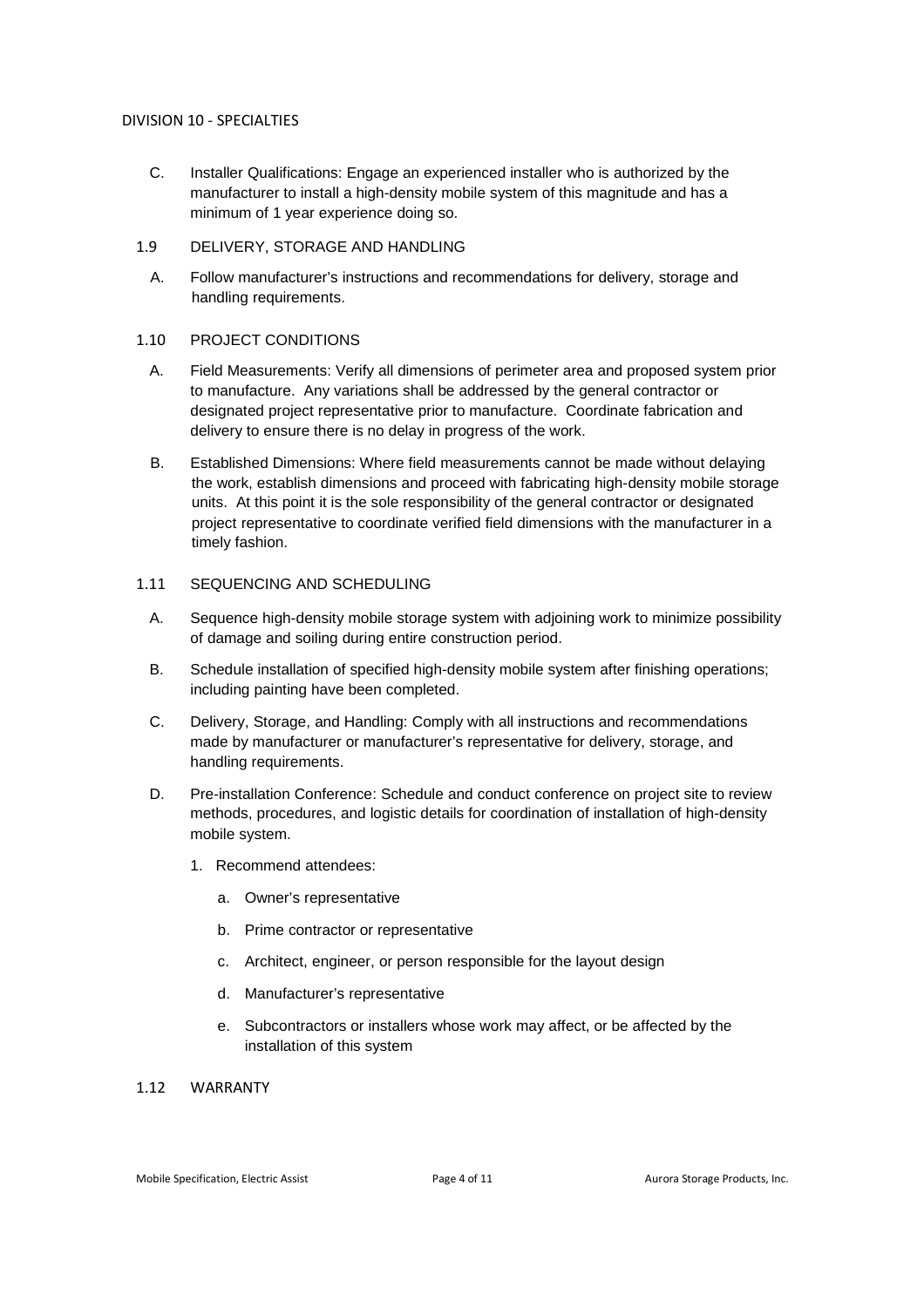C. Installer Qualifications: Engage an experienced installer who is authorized by the manufacturer to install a high-density mobile system of this magnitude and has a minimum of 1 year experience doing so.

## 1.9 DELIVERY, STORAGE AND HANDLING

A. Follow manufacturer's instructions and recommendations for delivery, storage and handling requirements.

## 1.10 PROJECT CONDITIONS

A. Field Measurements: Verify all dimensions of perimeter area and proposed system prior to manufacture. Any variations shall be addressed by the general contractor or designated project representative prior to manufacture. Coordinate fabrication and delivery to ensure there is no delay in progress of the work.

B. Established Dimensions: Where field measurements cannot be made without delaying the work, establish dimensions and proceed with fabricating high-density mobile storage units. At this point it is the sole responsibility of the general contractor or designated project representative to coordinate verified field dimensions with the manufacturer in a timely fashion.

## 1.11 SEQUENCING AND SCHEDULING

A. Sequence high-density mobile storage system with adjoining work to minimize possibility of damage and soiling during entire construction period.

B. Schedule installation of specified high-density mobile system after finishing operations; including painting have been completed.

C. Delivery, Storage, and Handling: Comply with all instructions and recommendations made by manufacturer or manufacturer's representative for delivery, storage, and handling requirements.

D. Pre-installation Conference: Schedule and conduct conference on project site to review methods, procedures, and logistic details for coordination of installation of high-density mobile system.

1. Recommend attendees:
    a. Owner's representative
    b. Prime contractor or representative
    c. Architect, engineer, or person responsible for the layout design
    d. Manufacturer's representative
    e. Subcontractors or installers whose work may affect, or be affected by the installation of this system

## 1.12 WARRANTY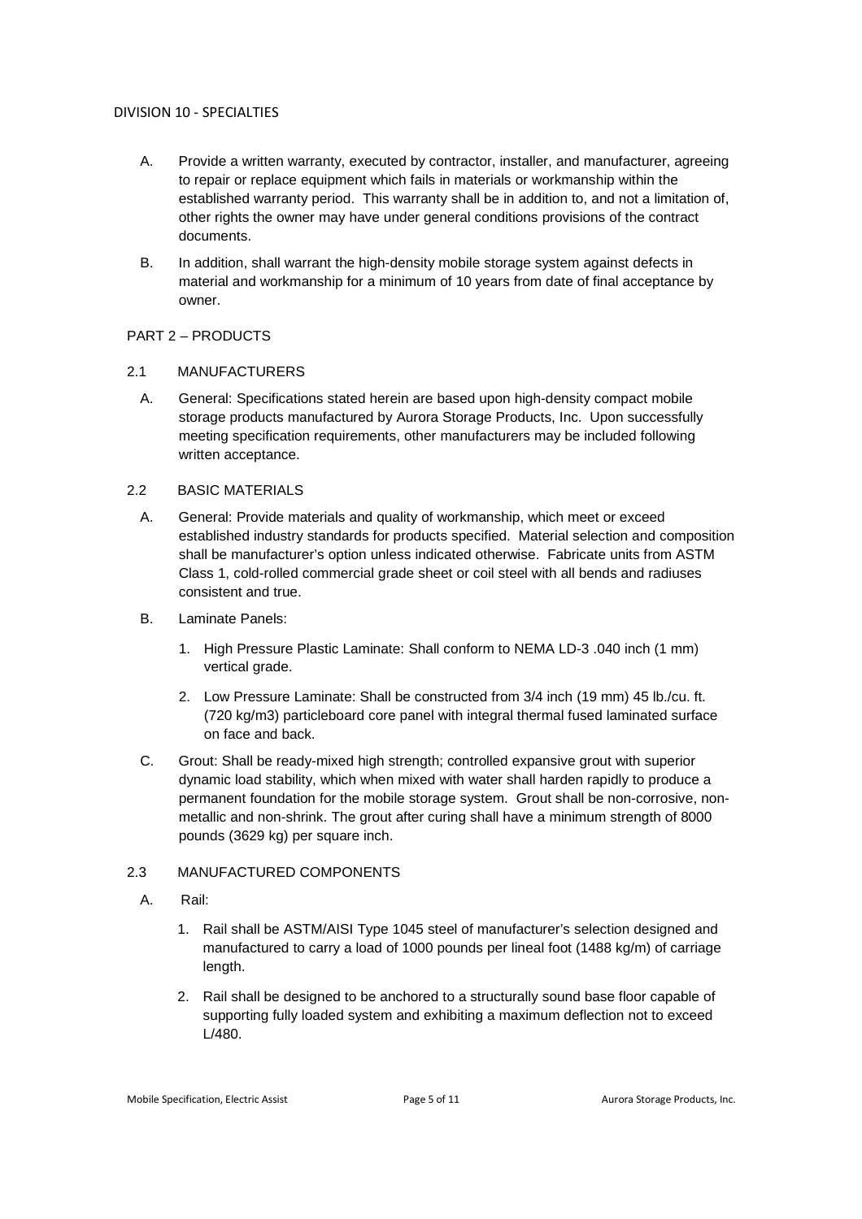DIVISION 10 - SPECIALTIES

A. Provide a written warranty, executed by contractor, installer, and manufacturer, agreeing to repair or replace equipment which fails in materials or workmanship within the established warranty period. This warranty shall be in addition to, and not a limitation of, other rights the owner may have under general conditions provisions of the contract documents.

B. In addition, shall warrant the high-density mobile storage system against defects in material and workmanship for a minimum of 10 years from date of final acceptance by owner.

## PART 2 – PRODUCTS

### 2.1 MANUFACTURERS

A. General: Specifications stated herein are based upon high-density compact mobile storage products manufactured by Aurora Storage Products, Inc. Upon successfully meeting specification requirements, other manufacturers may be included following written acceptance.

### 2.2 BASIC MATERIALS

A. General: Provide materials and quality of workmanship, which meet or exceed established industry standards for products specified. Material selection and composition shall be manufacturer's option unless indicated otherwise. Fabricate units from ASTM Class 1, cold-rolled commercial grade sheet or coil steel with all bends and radiuses consistent and true.

B. Laminate Panels:

1. High Pressure Plastic Laminate: Shall conform to NEMA LD-3 .040 inch (1 mm) vertical grade.
2. Low Pressure Laminate: Shall be constructed from 3/4 inch (19 mm) 45 lb./cu. ft. (720 kg/m3) particleboard core panel with integral thermal fused laminated surface on face and back.

C. Grout: Shall be ready-mixed high strength; controlled expansive grout with superior dynamic load stability, which when mixed with water shall harden rapidly to produce a permanent foundation for the mobile storage system. Grout shall be non-corrosive, non-metallic and non-shrink. The grout after curing shall have a minimum strength of 8000 pounds (3629 kg) per square inch.

### 2.3 MANUFACTURED COMPONENTS

A. Rail:

1. Rail shall be ASTM/AISI Type 1045 steel of manufacturer's selection designed and manufactured to carry a load of 1000 pounds per lineal foot (1488 kg/m) of carriage length.
2. Rail shall be designed to be anchored to a structurally sound base floor capable of supporting fully loaded system and exhibiting a maximum deflection not to exceed L/480.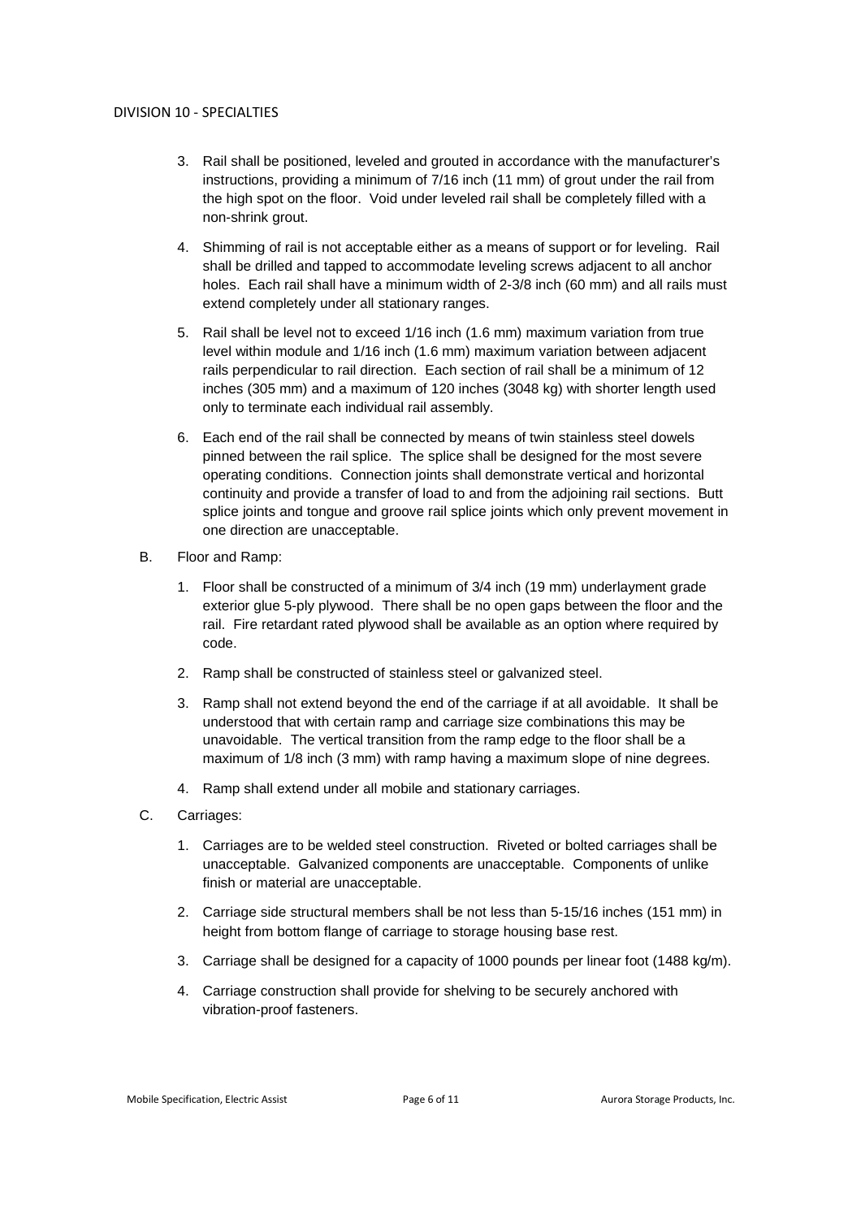3. Rail shall be positioned, leveled and grouted in accordance with the manufacturer's instructions, providing a minimum of 7/16 inch (11 mm) of grout under the rail from the high spot on the floor. Void under leveled rail shall be completely filled with a non-shrink grout.

4. Shimming of rail is not acceptable either as a means of support or for leveling. Rail shall be drilled and tapped to accommodate leveling screws adjacent to all anchor holes. Each rail shall have a minimum width of 2-3/8 inch (60 mm) and all rails must extend completely under all stationary ranges.

5. Rail shall be level not to exceed 1/16 inch (1.6 mm) maximum variation from true level within module and 1/16 inch (1.6 mm) maximum variation between adjacent rails perpendicular to rail direction. Each section of rail shall be a minimum of 12 inches (305 mm) and a maximum of 120 inches (3048 kg) with shorter length used only to terminate each individual rail assembly.

6. Each end of the rail shall be connected by means of twin stainless steel dowels pinned between the rail splice. The splice shall be designed for the most severe operating conditions. Connection joints shall demonstrate vertical and horizontal continuity and provide a transfer of load to and from the adjoining rail sections. Butt splice joints and tongue and groove rail splice joints which only prevent movement in one direction are unacceptable.

B. Floor and Ramp:

1. Floor shall be constructed of a minimum of 3/4 inch (19 mm) underlayment grade exterior glue 5-ply plywood. There shall be no open gaps between the floor and the rail. Fire retardant rated plywood shall be available as an option where required by code.

2. Ramp shall be constructed of stainless steel or galvanized steel.

3. Ramp shall not extend beyond the end of the carriage if at all avoidable. It shall be understood that with certain ramp and carriage size combinations this may be unavoidable. The vertical transition from the ramp edge to the floor shall be a maximum of 1/8 inch (3 mm) with ramp having a maximum slope of nine degrees.

4. Ramp shall extend under all mobile and stationary carriages.

C. Carriages:

1. Carriages are to be welded steel construction. Riveted or bolted carriages shall be unacceptable. Galvanized components are unacceptable. Components of unlike finish or material are unacceptable.

2. Carriage side structural members shall be not less than 5-15/16 inches (151 mm) in height from bottom flange of carriage to storage housing base rest.

3. Carriage shall be designed for a capacity of 1000 pounds per linear foot (1488 kg/m).

4. Carriage construction shall provide for shelving to be securely anchored with vibration-proof fasteners.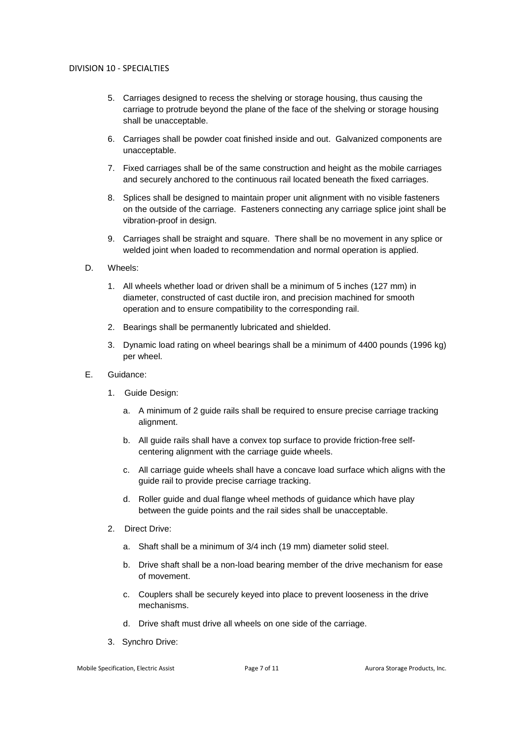5. Carriages designed to recess the shelving or storage housing, thus causing the carriage to protrude beyond the plane of the face of the shelving or storage housing shall be unacceptable.

6. Carriages shall be powder coat finished inside and out. Galvanized components are unacceptable.

7. Fixed carriages shall be of the same construction and height as the mobile carriages and securely anchored to the continuous rail located beneath the fixed carriages.

8. Splices shall be designed to maintain proper unit alignment with no visible fasteners on the outside of the carriage. Fasteners connecting any carriage splice joint shall be vibration-proof in design.

9. Carriages shall be straight and square. There shall be no movement in any splice or welded joint when loaded to recommendation and normal operation is applied.

D. Wheels:

1. All wheels whether load or driven shall be a minimum of 5 inches (127 mm) in diameter, constructed of cast ductile iron, and precision machined for smooth operation and to ensure compatibility to the corresponding rail.

2. Bearings shall be permanently lubricated and shielded.

3. Dynamic load rating on wheel bearings shall be a minimum of 4400 pounds (1996 kg) per wheel.

E. Guidance:

1. Guide Design:

   a. A minimum of 2 guide rails shall be required to ensure precise carriage tracking alignment.

   b. All guide rails shall have a convex top surface to provide friction-free self-centering alignment with the carriage guide wheels.

   c. All carriage guide wheels shall have a concave load surface which aligns with the guide rail to provide precise carriage tracking.

   d. Roller guide and dual flange wheel methods of guidance which have play between the guide points and the rail sides shall be unacceptable.

2. Direct Drive:

   a. Shaft shall be a minimum of 3/4 inch (19 mm) diameter solid steel.

   b. Drive shaft shall be a non-load bearing member of the drive mechanism for ease of movement.

   c. Couplers shall be securely keyed into place to prevent looseness in the drive mechanisms.

   d. Drive shaft must drive all wheels on one side of the carriage.

3. Synchro Drive: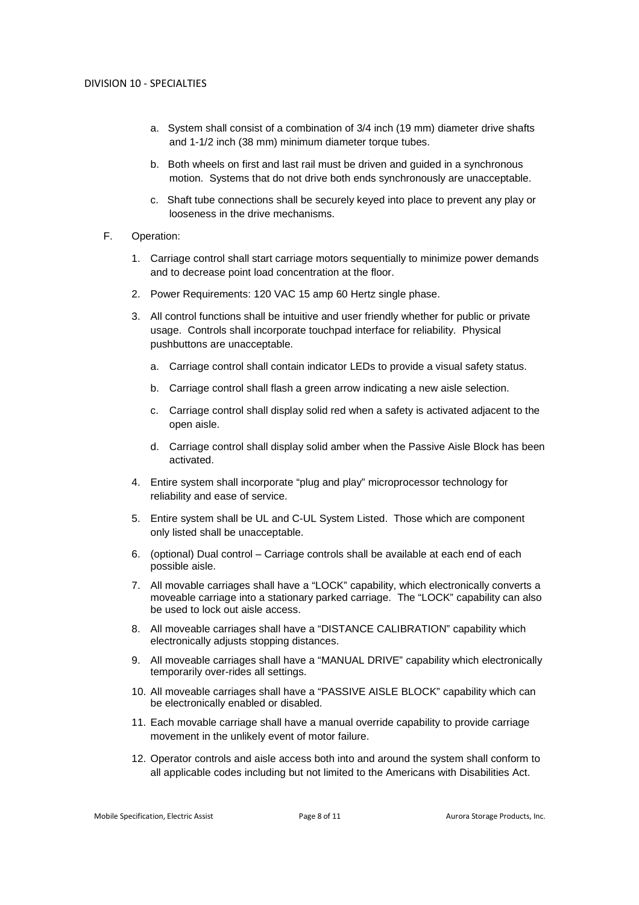a. System shall consist of a combination of 3/4 inch (19 mm) diameter drive shafts and 1-1/2 inch (38 mm) minimum diameter torque tubes.

b. Both wheels on first and last rail must be driven and guided in a synchronous motion. Systems that do not drive both ends synchronously are unacceptable.

c. Shaft tube connections shall be securely keyed into place to prevent any play or looseness in the drive mechanisms.

F. Operation:

1. Carriage control shall start carriage motors sequentially to minimize power demands and to decrease point load concentration at the floor.

2. Power Requirements: 120 VAC 15 amp 60 Hertz single phase.

3. All control functions shall be intuitive and user friendly whether for public or private usage. Controls shall incorporate touchpad interface for reliability. Physical pushbuttons are unacceptable.

   a. Carriage control shall contain indicator LEDs to provide a visual safety status.

   b. Carriage control shall flash a green arrow indicating a new aisle selection.

   c. Carriage control shall display solid red when a safety is activated adjacent to the open aisle.

   d. Carriage control shall display solid amber when the Passive Aisle Block has been activated.

4. Entire system shall incorporate "plug and play" microprocessor technology for reliability and ease of service.

5. Entire system shall be UL and C-UL System Listed. Those which are component only listed shall be unacceptable.

6. (optional) Dual control – Carriage controls shall be available at each end of each possible aisle.

7. All movable carriages shall have a "LOCK" capability, which electronically converts a moveable carriage into a stationary parked carriage. The "LOCK" capability can also be used to lock out aisle access.

8. All moveable carriages shall have a "DISTANCE CALIBRATION" capability which electronically adjusts stopping distances.

9. All moveable carriages shall have a "MANUAL DRIVE" capability which electronically temporarily over-rides all settings.

10. All moveable carriages shall have a "PASSIVE AISLE BLOCK" capability which can be electronically enabled or disabled.

11. Each movable carriage shall have a manual override capability to provide carriage movement in the unlikely event of motor failure.

12. Operator controls and aisle access both into and around the system shall conform to all applicable codes including but not limited to the Americans with Disabilities Act.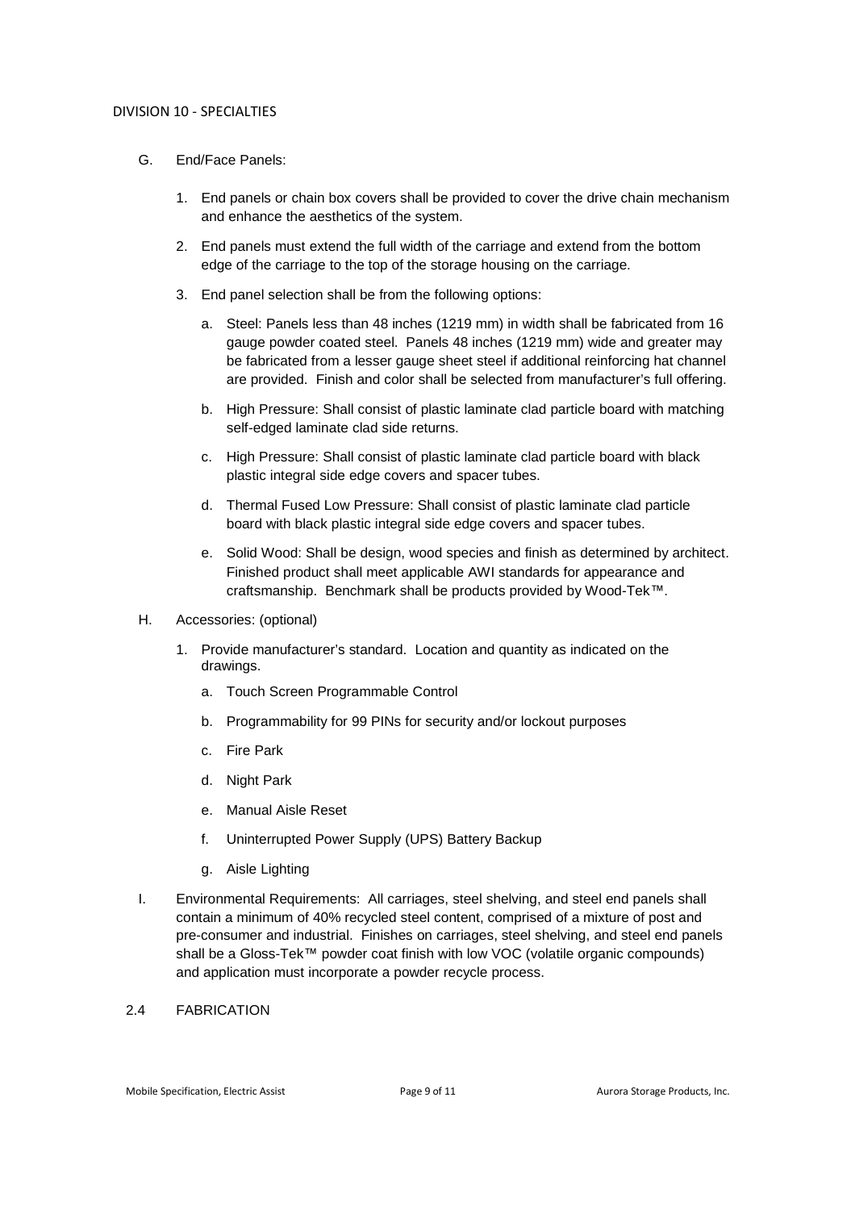G. End/Face Panels:

1. End panels or chain box covers shall be provided to cover the drive chain mechanism and enhance the aesthetics of the system.

2. End panels must extend the full width of the carriage and extend from the bottom edge of the carriage to the top of the storage housing on the carriage.

3. End panel selection shall be from the following options:

   a. Steel: Panels less than 48 inches (1219 mm) in width shall be fabricated from 16 gauge powder coated steel. Panels 48 inches (1219 mm) wide and greater may be fabricated from a lesser gauge sheet steel if additional reinforcing hat channel are provided. Finish and color shall be selected from manufacturer's full offering.

   b. High Pressure: Shall consist of plastic laminate clad particle board with matching self-edged laminate clad side returns.

   c. High Pressure: Shall consist of plastic laminate clad particle board with black plastic integral side edge covers and spacer tubes.

   d. Thermal Fused Low Pressure: Shall consist of plastic laminate clad particle board with black plastic integral side edge covers and spacer tubes.

   e. Solid Wood: Shall be design, wood species and finish as determined by architect. Finished product shall meet applicable AWI standards for appearance and craftsmanship. Benchmark shall be products provided by Wood-Tek™.

H. Accessories: (optional)

1. Provide manufacturer's standard. Location and quantity as indicated on the drawings.

   a. Touch Screen Programmable Control

   b. Programmability for 99 PINs for security and/or lockout purposes

   c. Fire Park

   d. Night Park

   e. Manual Aisle Reset

   f. Uninterrupted Power Supply (UPS) Battery Backup

   g. Aisle Lighting

I. Environmental Requirements: All carriages, steel shelving, and steel end panels shall contain a minimum of 40% recycled steel content, comprised of a mixture of post and pre-consumer and industrial. Finishes on carriages, steel shelving, and steel end panels shall be a Gloss-Tek™ powder coat finish with low VOC (volatile organic compounds) and application must incorporate a powder recycle process.

2.4 FABRICATION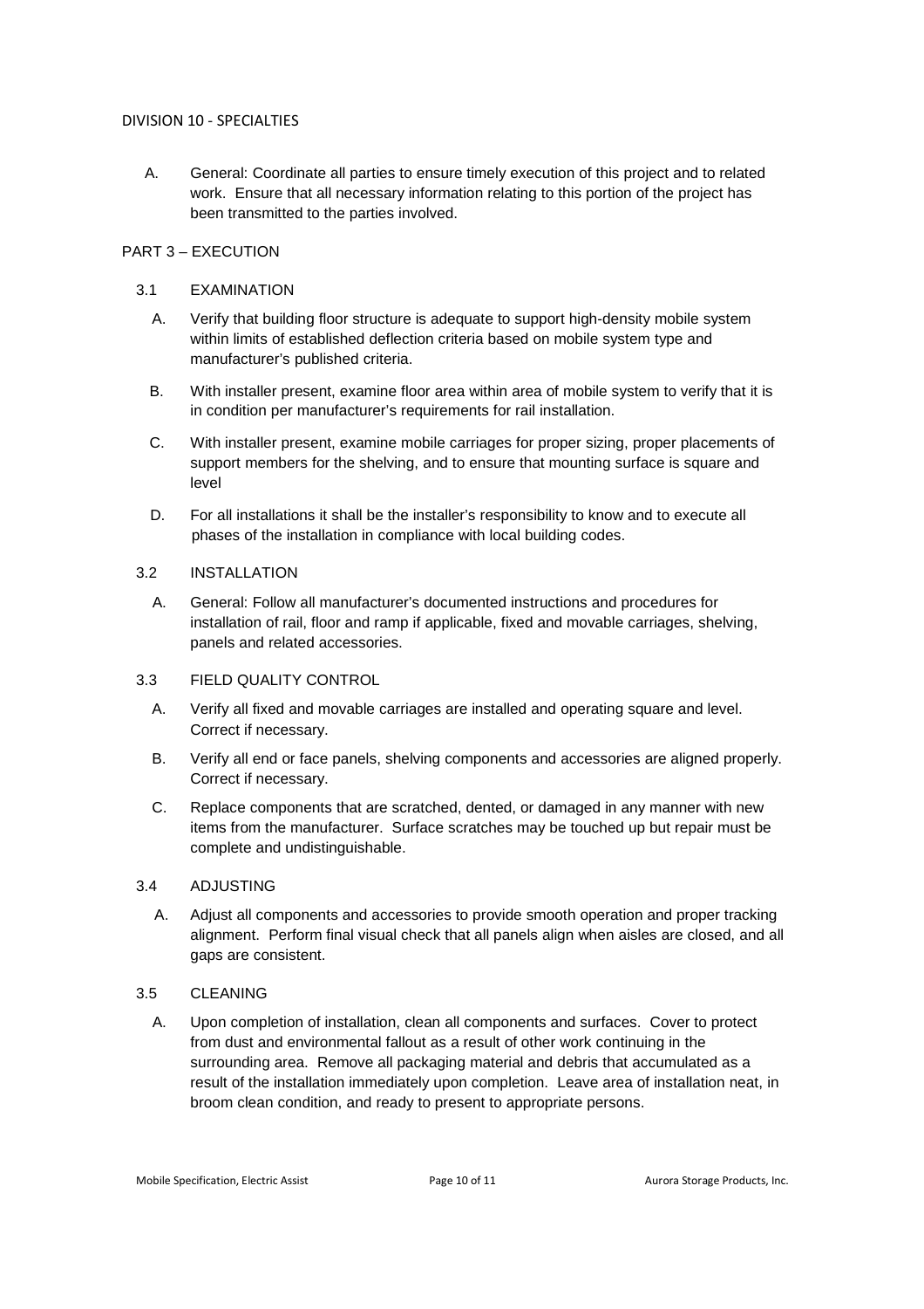DIVISION 10 - SPECIALTIES

A. General: Coordinate all parties to ensure timely execution of this project and to related work. Ensure that all necessary information relating to this portion of the project has been transmitted to the parties involved.

## PART 3 – EXECUTION

### 3.1 EXAMINATION

A. Verify that building floor structure is adequate to support high-density mobile system within limits of established deflection criteria based on mobile system type and manufacturer's published criteria.

B. With installer present, examine floor area within area of mobile system to verify that it is in condition per manufacturer's requirements for rail installation.

C. With installer present, examine mobile carriages for proper sizing, proper placements of support members for the shelving, and to ensure that mounting surface is square and level

D. For all installations it shall be the installer's responsibility to know and to execute all phases of the installation in compliance with local building codes.

### 3.2 INSTALLATION

A. General: Follow all manufacturer's documented instructions and procedures for installation of rail, floor and ramp if applicable, fixed and movable carriages, shelving, panels and related accessories.

### 3.3 FIELD QUALITY CONTROL

A. Verify all fixed and movable carriages are installed and operating square and level. Correct if necessary.

B. Verify all end or face panels, shelving components and accessories are aligned properly. Correct if necessary.

C. Replace components that are scratched, dented, or damaged in any manner with new items from the manufacturer. Surface scratches may be touched up but repair must be complete and undistinguishable.

### 3.4 ADJUSTING

A. Adjust all components and accessories to provide smooth operation and proper tracking alignment. Perform final visual check that all panels align when aisles are closed, and all gaps are consistent.

### 3.5 CLEANING

A. Upon completion of installation, clean all components and surfaces. Cover to protect from dust and environmental fallout as a result of other work continuing in the surrounding area. Remove all packaging material and debris that accumulated as a result of the installation immediately upon completion. Leave area of installation neat, in broom clean condition, and ready to present to appropriate persons.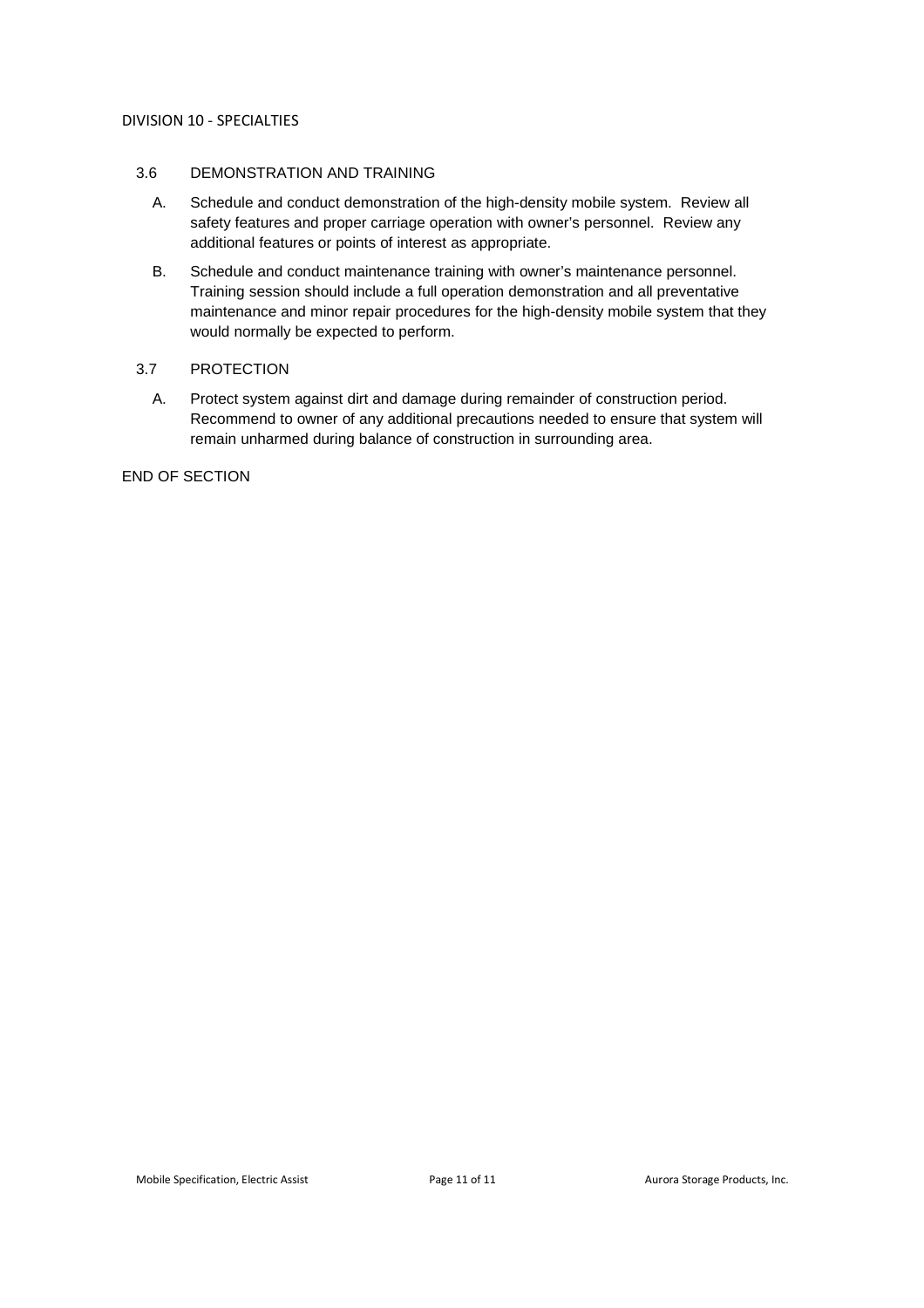3.6 DEMONSTRATION AND TRAINING

A. Schedule and conduct demonstration of the high-density mobile system. Review all safety features and proper carriage operation with owner's personnel. Review any additional features or points of interest as appropriate.

B. Schedule and conduct maintenance training with owner's maintenance personnel. Training session should include a full operation demonstration and all preventative maintenance and minor repair procedures for the high-density mobile system that they would normally be expected to perform.

3.7 PROTECTION

A. Protect system against dirt and damage during remainder of construction period. Recommend to owner of any additional precautions needed to ensure that system will remain unharmed during balance of construction in surrounding area.

END OF SECTION